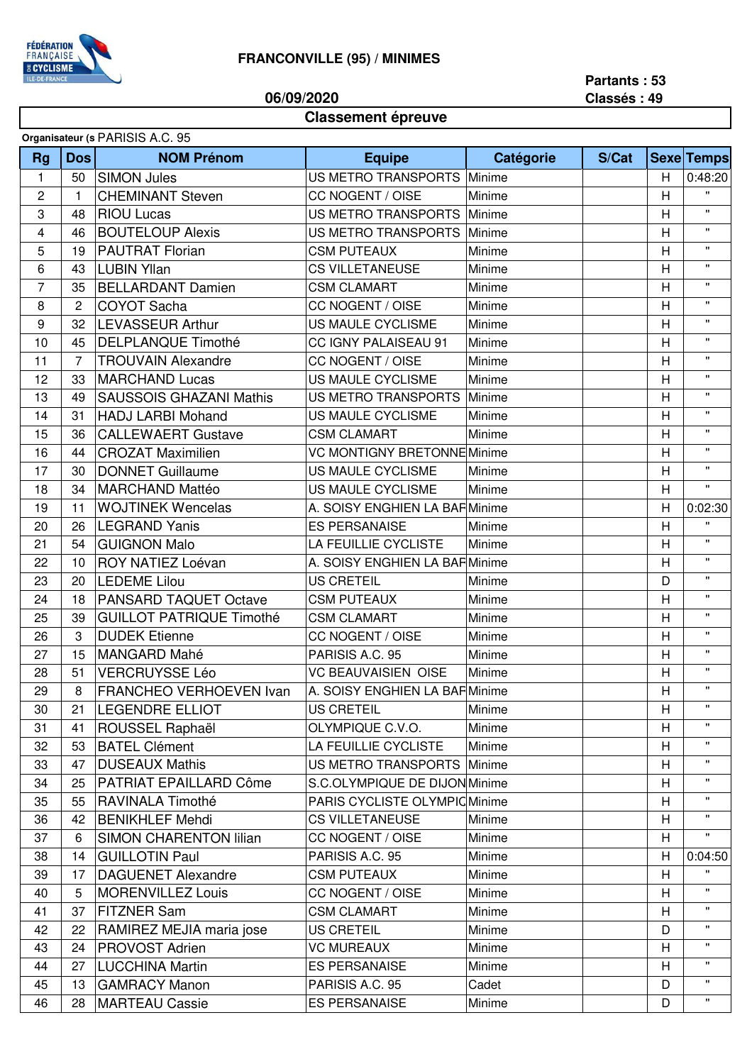FÉDÉRATION FRANÇAISE DE CYCLISME ILE-DE-FRANCE

# FRANCONVILLE (95) / MINIMES

**06/09/2020**

**Partants : 53**
**Classés : 49**

## Classement épreuve

**Organisateur (s** PARISIS A.C. 95

| Rg | Dos | NOM Prénom | Equipe | Catégorie | S/Cat | Sexe | Temps |
|---|---|---|---|---|---|---|---|
| 1 | 50 | SIMON Jules | US METRO TRANSPORTS | Minime | | H | 0:48:20 |
| 2 | 1 | CHEMINANT Steven | CC NOGENT / OISE | Minime | | H | " |
| 3 | 48 | RIOU Lucas | US METRO TRANSPORTS | Minime | | H | " |
| 4 | 46 | BOUTELOUP Alexis | US METRO TRANSPORTS | Minime | | H | " |
| 5 | 19 | PAUTRAT Florian | CSM PUTEAUX | Minime | | H | " |
| 6 | 43 | LUBIN Yllan | CS VILLETANEUSE | Minime | | H | " |
| 7 | 35 | BELLARDANT Damien | CSM CLAMART | Minime | | H | " |
| 8 | 2 | COYOT Sacha | CC NOGENT / OISE | Minime | | H | " |
| 9 | 32 | LEVASSEUR Arthur | US MAULE CYCLISME | Minime | | H | " |
| 10 | 45 | DELPLANQUE Timothé | CC IGNY PALAISEAU 91 | Minime | | H | " |
| 11 | 7 | TROUVAIN Alexandre | CC NOGENT / OISE | Minime | | H | " |
| 12 | 33 | MARCHAND Lucas | US MAULE CYCLISME | Minime | | H | " |
| 13 | 49 | SAUSSOIS GHAZANI Mathis | US METRO TRANSPORTS | Minime | | H | " |
| 14 | 31 | HADJ LARBI Mohand | US MAULE CYCLISME | Minime | | H | " |
| 15 | 36 | CALLEWAERT Gustave | CSM CLAMART | Minime | | H | " |
| 16 | 44 | CROZAT Maximilien | VC MONTIGNY BRETONNE | Minime | | H | " |
| 17 | 30 | DONNET Guillaume | US MAULE CYCLISME | Minime | | H | " |
| 18 | 34 | MARCHAND Mattéo | US MAULE CYCLISME | Minime | | H | " |
| 19 | 11 | WOJTINEK Wencelas | A. SOISY ENGHIEN LA BAR | Minime | | H | 0:02:30 |
| 20 | 26 | LEGRAND Yanis | ES PERSANAISE | Minime | | H | " |
| 21 | 54 | GUIGNON Malo | LA FEUILLIE CYCLISTE | Minime | | H | " |
| 22 | 10 | ROY NATIEZ Loévan | A. SOISY ENGHIEN LA BAR | Minime | | H | " |
| 23 | 20 | LEDEME Lilou | US CRETEIL | Minime | | D | " |
| 24 | 18 | PANSARD TAQUET Octave | CSM PUTEAUX | Minime | | H | " |
| 25 | 39 | GUILLOT PATRIQUE Timothé | CSM CLAMART | Minime | | H | " |
| 26 | 3 | DUDEK Etienne | CC NOGENT / OISE | Minime | | H | " |
| 27 | 15 | MANGARD Mahé | PARISIS A.C. 95 | Minime | | H | " |
| 28 | 51 | VERCRUYSSE Léo | VC BEAUVAISIEN OISE | Minime | | H | " |
| 29 | 8 | FRANCHEO VERHOEVEN Ivan | A. SOISY ENGHIEN LA BAR | Minime | | H | " |
| 30 | 21 | LEGENDRE ELLIOT | US CRETEIL | Minime | | H | " |
| 31 | 41 | ROUSSEL Raphaël | OLYMPIQUE C.V.O. | Minime | | H | " |
| 32 | 53 | BATEL Clément | LA FEUILLIE CYCLISTE | Minime | | H | " |
| 33 | 47 | DUSEAUX Mathis | US METRO TRANSPORTS | Minime | | H | " |
| 34 | 25 | PATRIAT EPAILLARD Côme | S.C.OLYMPIQUE DE DIJON | Minime | | H | " |
| 35 | 55 | RAVINALA Timothé | PARIS CYCLISTE OLYMPIC | Minime | | H | " |
| 36 | 42 | BENIKHLEF Mehdi | CS VILLETANEUSE | Minime | | H | " |
| 37 | 6 | SIMON CHARENTON lilian | CC NOGENT / OISE | Minime | | H | " |
| 38 | 14 | GUILLOTIN Paul | PARISIS A.C. 95 | Minime | | H | 0:04:50 |
| 39 | 17 | DAGUENET Alexandre | CSM PUTEAUX | Minime | | H | " |
| 40 | 5 | MORENVILLEZ Louis | CC NOGENT / OISE | Minime | | H | " |
| 41 | 37 | FITZNER Sam | CSM CLAMART | Minime | | H | " |
| 42 | 22 | RAMIREZ MEJIA maria jose | US CRETEIL | Minime | | D | " |
| 43 | 24 | PROVOST Adrien | VC MUREAUX | Minime | | H | " |
| 44 | 27 | LUCCHINA Martin | ES PERSANAISE | Minime | | H | " |
| 45 | 13 | GAMRACY Manon | PARISIS A.C. 95 | Cadet | | D | " |
| 46 | 28 | MARTEAU Cassie | ES PERSANAISE | Minime | | D | " |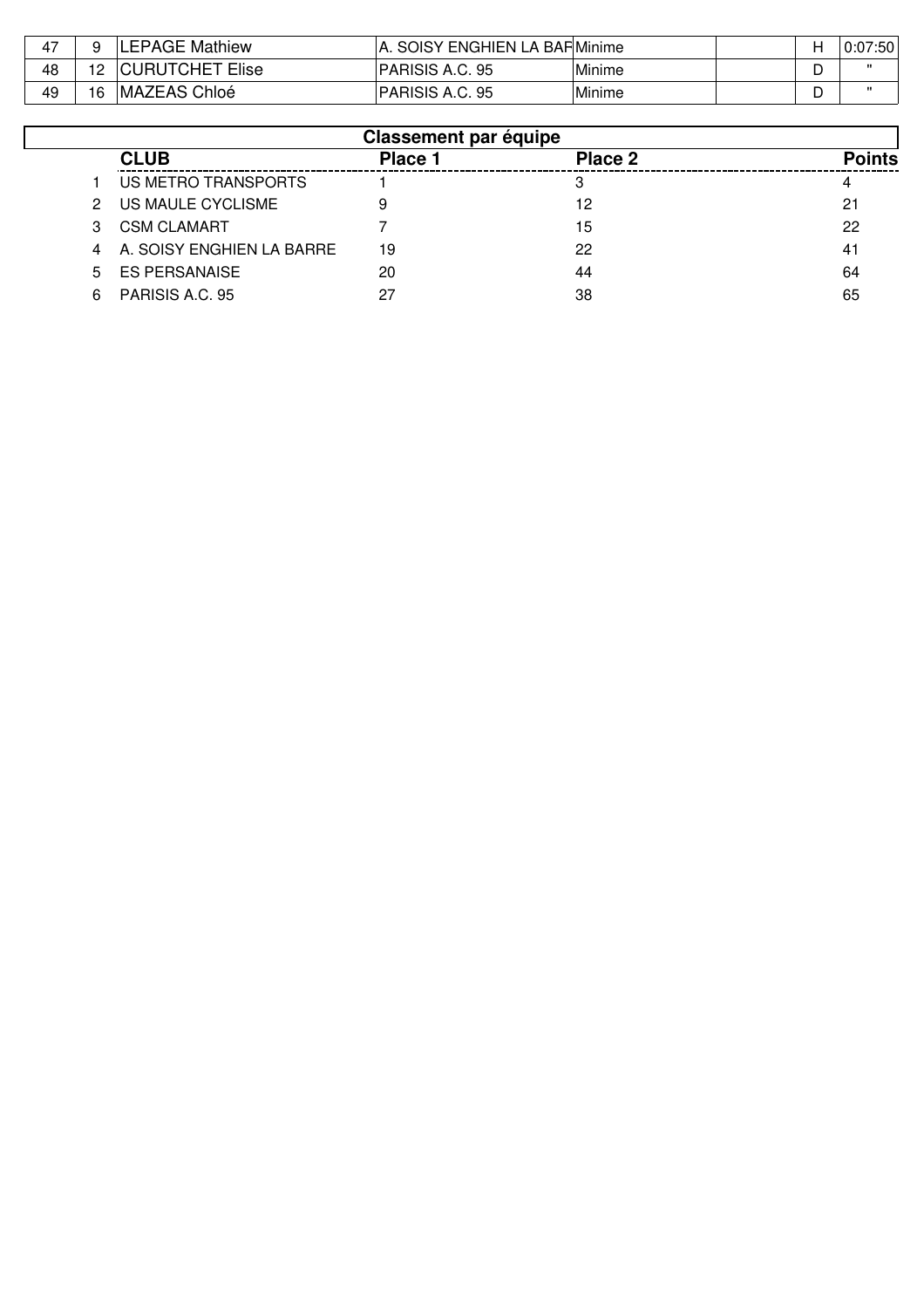| | | | | | | | |
|---|---|---|---|---|---|---|---|
| 47 | 9 | LEPAGE Mathiew | A. SOISY ENGHIEN LA BAR | Minime | | H | 0:07:50 |
| 48 | 12 | CURUTCHET Elise | PARISIS A.C. 95 | Minime | | D | " |
| 49 | 16 | MAZEAS Chloé | PARISIS A.C. 95 | Minime | | D | " |

## Classement par équipe

| | CLUB | Place 1 | Place 2 | Points |
|---|---|---|---|---|
| 1 | US METRO TRANSPORTS | 1 | 3 | 4 |
| 2 | US MAULE CYCLISME | 9 | 12 | 21 |
| 3 | CSM CLAMART | 7 | 15 | 22 |
| 4 | A. SOISY ENGHIEN LA BARRE | 19 | 22 | 41 |
| 5 | ES PERSANAISE | 20 | 44 | 64 |
| 6 | PARISIS A.C. 95 | 27 | 38 | 65 |